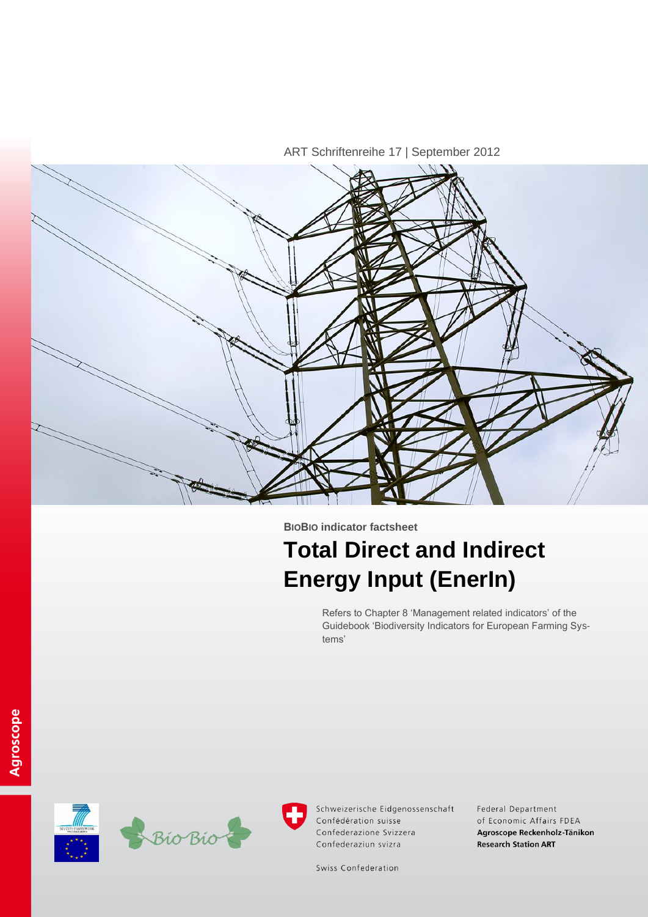ART Schriftenreihe 17 | September 2012

**BIOBIO indicator factsheet**

# Total Direct and Indirect Energy Input (EnerIn)

Refers to Chapter 8 'Management related indicators' of the Guidebook 'Biodiversity Indicators for European Farming Systems'

Agroscope

Schweizerische Eidgenossenschaft
Confédération suisse
Confederazione Svizzera
Confederaziun svizra

Swiss Confederation

Federal Department of Economic Affairs FDEA
**Agroscope Reckenholz-Tänikon Research Station ART**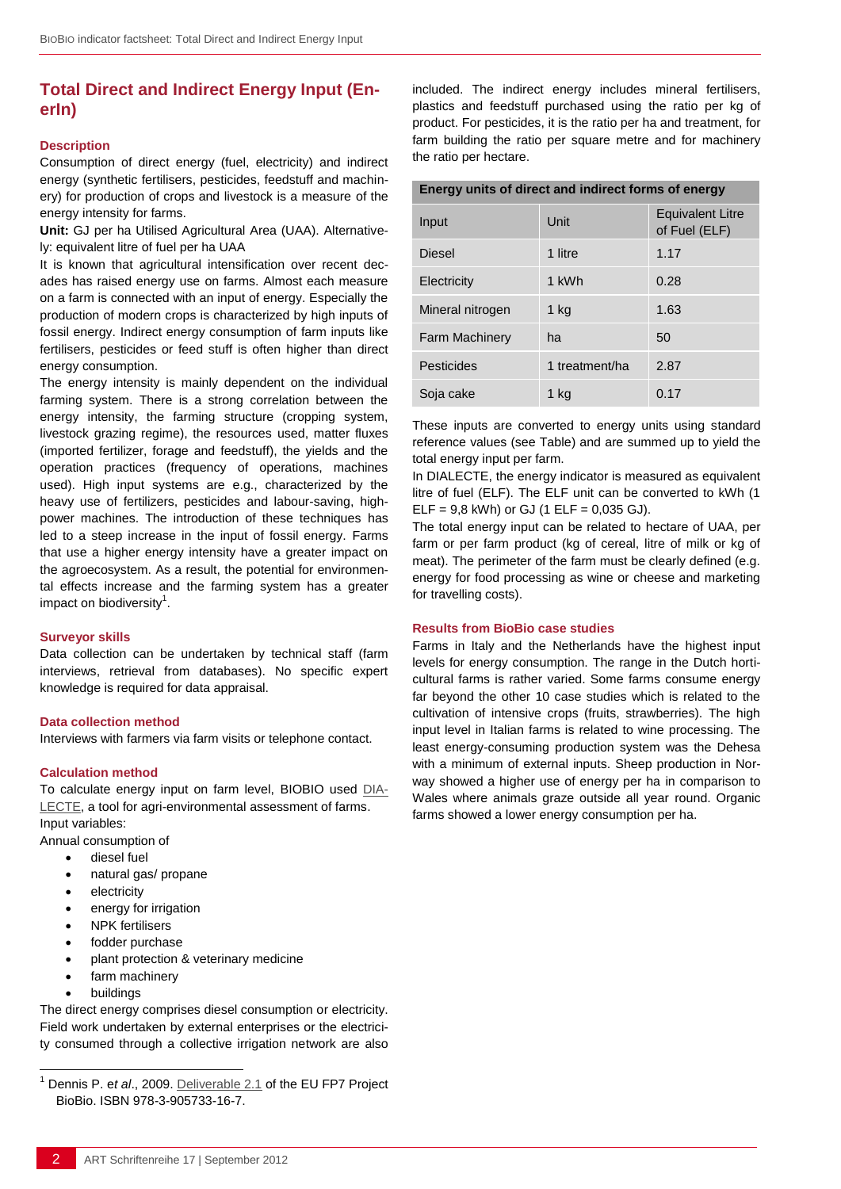## Total Direct and Indirect Energy Input (EnerIn)

### Description

Consumption of direct energy (fuel, electricity) and indirect energy (synthetic fertilisers, pesticides, feedstuff and machinery) for production of crops and livestock is a measure of the energy intensity for farms.

**Unit:** GJ per ha Utilised Agricultural Area (UAA). Alternatively: equivalent litre of fuel per ha UAA

It is known that agricultural intensification over recent decades has raised energy use on farms. Almost each measure on a farm is connected with an input of energy. Especially the production of modern crops is characterized by high inputs of fossil energy. Indirect energy consumption of farm inputs like fertilisers, pesticides or feed stuff is often higher than direct energy consumption.

The energy intensity is mainly dependent on the individual farming system. There is a strong correlation between the energy intensity, the farming structure (cropping system, livestock grazing regime), the resources used, matter fluxes (imported fertilizer, forage and feedstuff), the yields and the operation practices (frequency of operations, machines used). High input systems are e.g., characterized by the heavy use of fertilizers, pesticides and labour-saving, high-power machines. The introduction of these techniques has led to a steep increase in the input of fossil energy. Farms that use a higher energy intensity have a greater impact on the agroecosystem. As a result, the potential for environmental effects increase and the farming system has a greater impact on biodiversity[1].

### Surveyor skills

Data collection can be undertaken by technical staff (farm interviews, retrieval from databases). No specific expert knowledge is required for data appraisal.

### Data collection method

Interviews with farmers via farm visits or telephone contact.

### Calculation method

To calculate energy input on farm level, BIOBIO used DIALECTE, a tool for agri-environmental assessment of farms.

Input variables:

Annual consumption of

- diesel fuel
- natural gas/ propane
- electricity
- energy for irrigation
- NPK fertilisers
- fodder purchase
- plant protection & veterinary medicine
- farm machinery
- buildings

The direct energy comprises diesel consumption or electricity. Field work undertaken by external enterprises or the electricity consumed through a collective irrigation network are also included. The indirect energy includes mineral fertilisers, plastics and feedstuff purchased using the ratio per kg of product. For pesticides, it is the ratio per ha and treatment, for farm building the ratio per square metre and for machinery the ratio per hectare.

**Energy units of direct and indirect forms of energy**

| Input | Unit | Equivalent Litre of Fuel (ELF) |
|---|---|---|
| Diesel | 1 litre | 1.17 |
| Electricity | 1 kWh | 0.28 |
| Mineral nitrogen | 1 kg | 1.63 |
| Farm Machinery | ha | 50 |
| Pesticides | 1 treatment/ha | 2.87 |
| Soja cake | 1 kg | 0.17 |

These inputs are converted to energy units using standard reference values (see Table) and are summed up to yield the total energy input per farm.

In DIALECTE, the energy indicator is measured as equivalent litre of fuel (ELF). The ELF unit can be converted to kWh (1 ELF = 9,8 kWh) or GJ (1 ELF = 0,035 GJ).

The total energy input can be related to hectare of UAA, per farm or per farm product (kg of cereal, litre of milk or kg of meat). The perimeter of the farm must be clearly defined (e.g. energy for food processing as wine or cheese and marketing for travelling costs).

### Results from BioBio case studies

Farms in Italy and the Netherlands have the highest input levels for energy consumption. The range in the Dutch horticultural farms is rather varied. Some farms consume energy far beyond the other 10 case studies which is related to the cultivation of intensive crops (fruits, strawberries). The high input level in Italian farms is related to wine processing. The least energy-consuming production system was the Dehesa with a minimum of external inputs. Sheep production in Norway showed a higher use of energy per ha in comparison to Wales where animals graze outside all year round. Organic farms showed a lower energy consumption per ha.

---

[1] Dennis P. *et al*., 2009. Deliverable 2.1 of the EU FP7 Project BioBio. ISBN 978-3-905733-16-7.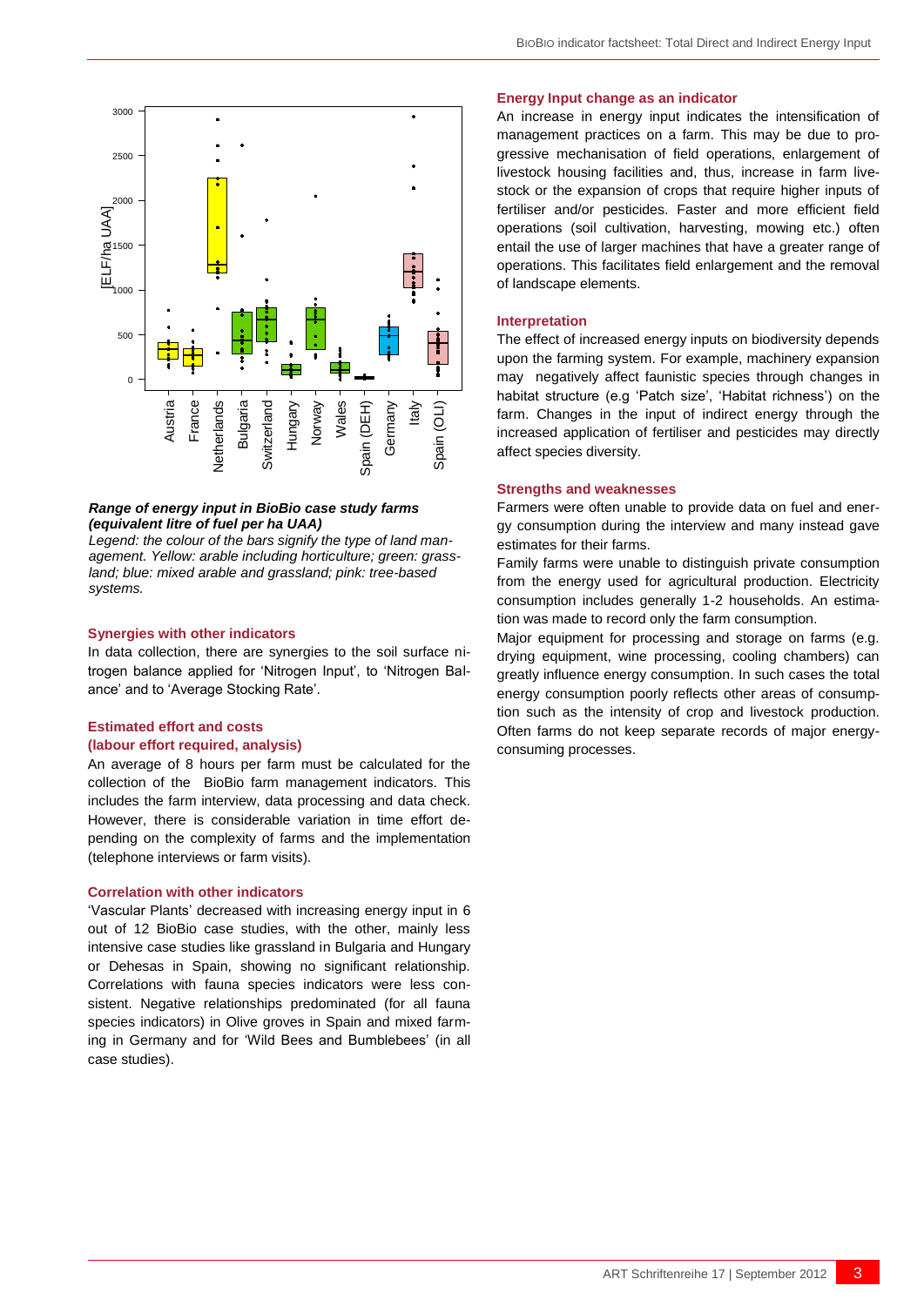3000

2500

2000

1500

1000

500

0

[ELF/ha UAA]

Austria
France
Netherlands
Bulgaria
Switzerland
Hungary
Norway
Wales
Spain (DEH)
Germany
Italy
Spain (OLI)

***Range of energy input in BioBio case study farms (equivalent litre of fuel per ha UAA)***

*Legend: the colour of the bars signify the type of land management. Yellow: arable including horticulture; green: grassland; blue: mixed arable and grassland; pink: tree-based systems.*

### Synergies with other indicators

In data collection, there are synergies to the soil surface nitrogen balance applied for 'Nitrogen Input', to 'Nitrogen Balance' and to 'Average Stocking Rate'.

### Estimated effort and costs (labour effort required, analysis)

An average of 8 hours per farm must be calculated for the collection of the BioBio farm management indicators. This includes the farm interview, data processing and data check. However, there is considerable variation in time effort depending on the complexity of farms and the implementation (telephone interviews or farm visits).

### Correlation with other indicators

'Vascular Plants' decreased with increasing energy input in 6 out of 12 BioBio case studies, with the other, mainly less intensive case studies like grassland in Bulgaria and Hungary or Dehesas in Spain, showing no significant relationship. Correlations with fauna species indicators were less consistent. Negative relationships predominated (for all fauna species indicators) in Olive groves in Spain and mixed farming in Germany and for 'Wild Bees and Bumblebees' (in all case studies).

### Energy Input change as an indicator

An increase in energy input indicates the intensification of management practices on a farm. This may be due to progressive mechanisation of field operations, enlargement of livestock housing facilities and, thus, increase in farm livestock or the expansion of crops that require higher inputs of fertiliser and/or pesticides. Faster and more efficient field operations (soil cultivation, harvesting, mowing etc.) often entail the use of larger machines that have a greater range of operations. This facilitates field enlargement and the removal of landscape elements.

### Interpretation

The effect of increased energy inputs on biodiversity depends upon the farming system. For example, machinery expansion may negatively affect faunistic species through changes in habitat structure (e.g 'Patch size', 'Habitat richness') on the farm. Changes in the input of indirect energy through the increased application of fertiliser and pesticides may directly affect species diversity.

### Strengths and weaknesses

Farmers were often unable to provide data on fuel and energy consumption during the interview and many instead gave estimates for their farms.

Family farms were unable to distinguish private consumption from the energy used for agricultural production. Electricity consumption includes generally 1-2 households. An estimation was made to record only the farm consumption.

Major equipment for processing and storage on farms (e.g. drying equipment, wine processing, cooling chambers) can greatly influence energy consumption. In such cases the total energy consumption poorly reflects other areas of consumption such as the intensity of crop and livestock production. Often farms do not keep separate records of major energy-consuming processes.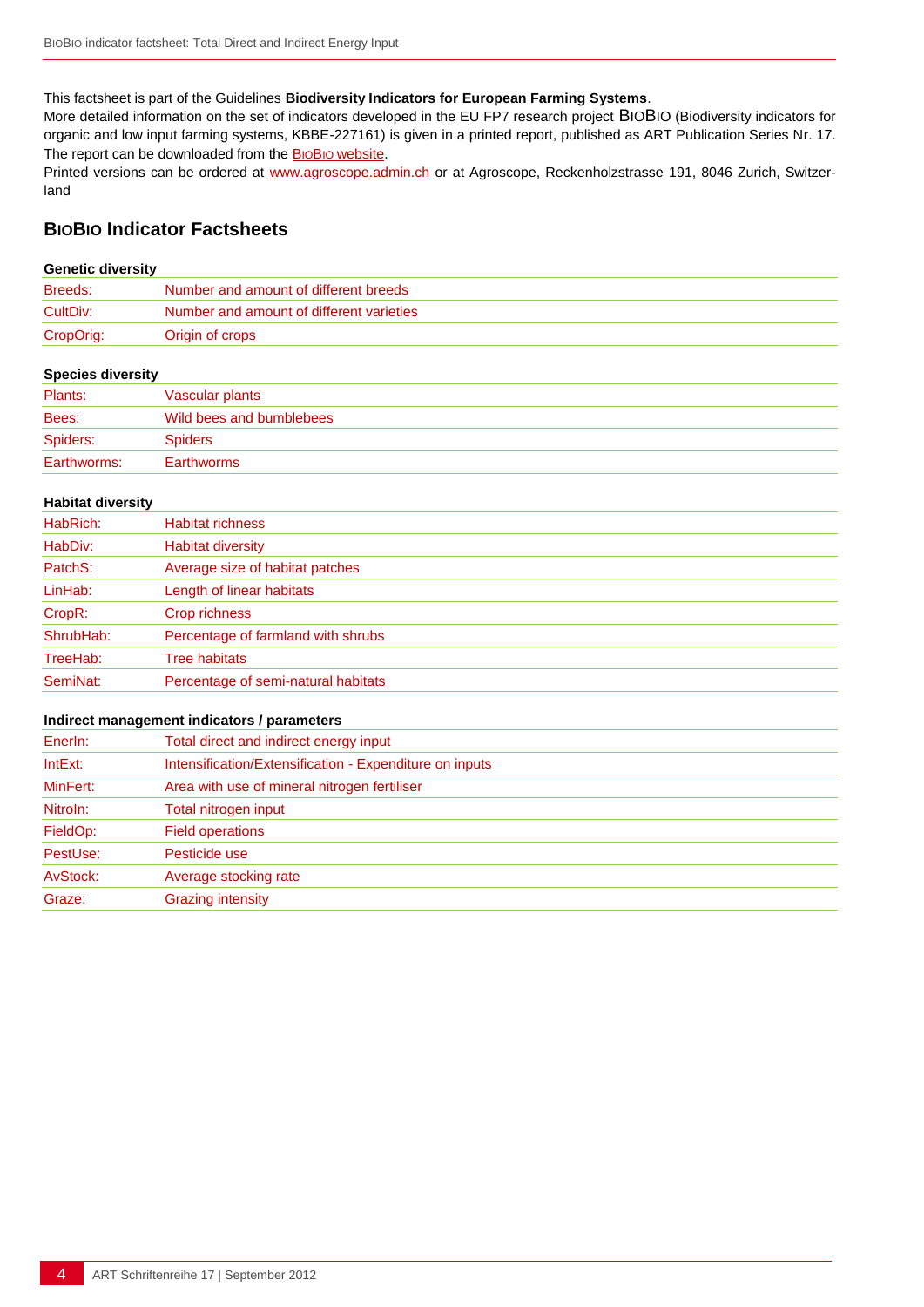This factsheet is part of the Guidelines **Biodiversity Indicators for European Farming Systems**.
More detailed information on the set of indicators developed in the EU FP7 research project BIOBIO (Biodiversity indicators for organic and low input farming systems, KBBE-227161) is given in a printed report, published as ART Publication Series Nr. 17. The report can be downloaded from the BIOBIO website.
Printed versions can be ordered at www.agroscope.admin.ch or at Agroscope, Reckenholzstrasse 191, 8046 Zurich, Switzerland

## BIOBIO Indicator Factsheets

**Genetic diversity**

| | |
|---|---|
| Breeds: | Number and amount of different breeds |
| CultDiv: | Number and amount of different varieties |
| CropOrig: | Origin of crops |

**Species diversity**

| | |
|---|---|
| Plants: | Vascular plants |
| Bees: | Wild bees and bumblebees |
| Spiders: | Spiders |
| Earthworms: | Earthworms |

**Habitat diversity**

| | |
|---|---|
| HabRich: | Habitat richness |
| HabDiv: | Habitat diversity |
| PatchS: | Average size of habitat patches |
| LinHab: | Length of linear habitats |
| CropR: | Crop richness |
| ShrubHab: | Percentage of farmland with shrubs |
| TreeHab: | Tree habitats |
| SemiNat: | Percentage of semi-natural habitats |

**Indirect management indicators / parameters**

| | |
|---|---|
| EnerIn: | Total direct and indirect energy input |
| IntExt: | Intensification/Extensification - Expenditure on inputs |
| MinFert: | Area with use of mineral nitrogen fertiliser |
| NitroIn: | Total nitrogen input |
| FieldOp: | Field operations |
| PestUse: | Pesticide use |
| AvStock: | Average stocking rate |
| Graze: | Grazing intensity |